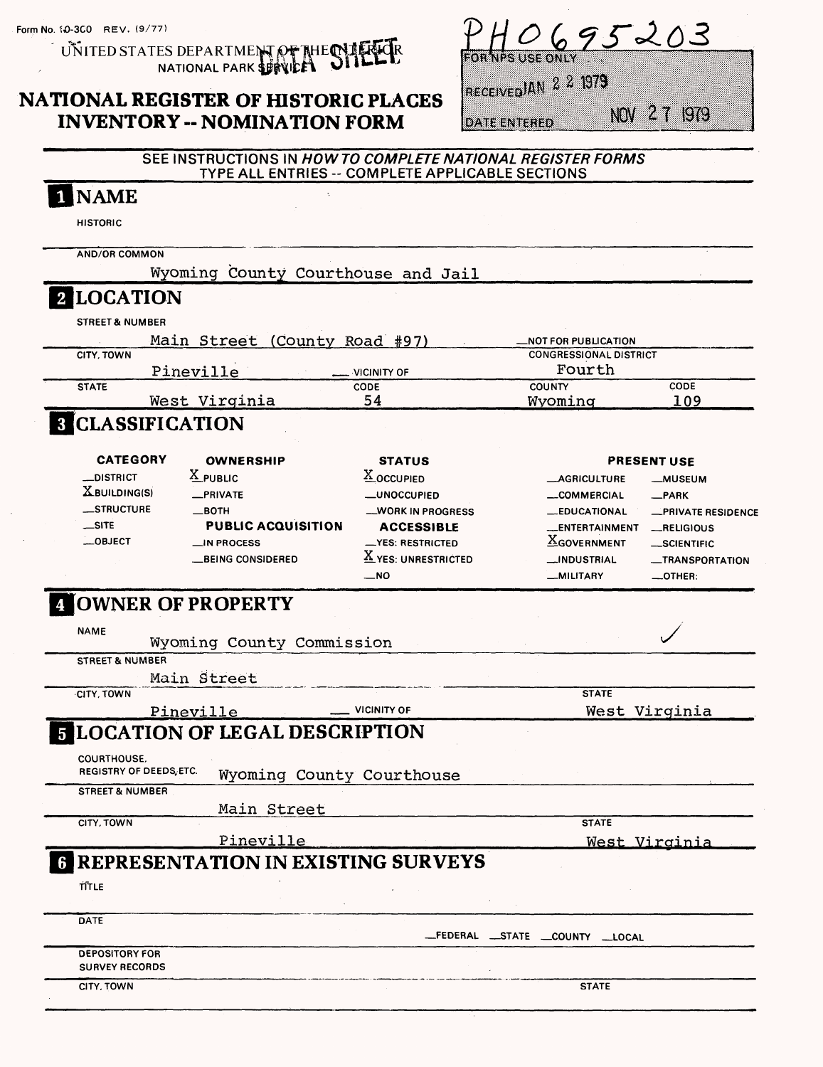Form No. 10-300 REV. (9/77)

UNITED STATES DEPARTMENT OF THE INTERIOR
NATIONAL PARK SERVICE

DATA SHEET

# NATIONAL REGISTER OF HISTORIC PLACES INVENTORY -- NOMINATION FORM

PH0695203

FOR NPS USE ONLY

RECEIVED JAN 22 1979

DATE ENTERED NOV 27 1979

SEE INSTRUCTIONS IN *HOW TO COMPLETE NATIONAL REGISTER FORMS*
TYPE ALL ENTRIES -- COMPLETE APPLICABLE SECTIONS

## 1 NAME

HISTORIC

AND/OR COMMON

Wyoming County Courthouse and Jail

## 2 LOCATION

STREET & NUMBER

Main Street (County Road #97)

__NOT FOR PUBLICATION

CITY, TOWN

Pineville __ VICINITY OF

CONGRESSIONAL DISTRICT

Fourth

| STATE | CODE | COUNTY | CODE |
| --- | --- | --- | --- |
| West Virginia | 54 | Wyoming | 109 |

## 3 CLASSIFICATION

| CATEGORY | OWNERSHIP | STATUS | PRESENT USE | |
| --- | --- | --- | --- | --- |
| __DISTRICT | X PUBLIC | X OCCUPIED | __AGRICULTURE | __MUSEUM |
| X BUILDING(S) | __PRIVATE | __UNOCCUPIED | __COMMERCIAL | __PARK |
| __STRUCTURE | __BOTH | __WORK IN PROGRESS | __EDUCATIONAL | __PRIVATE RESIDENCE |
| __SITE | **PUBLIC ACQUISITION** | **ACCESSIBLE** | __ENTERTAINMENT | __RELIGIOUS |
| __OBJECT | __IN PROCESS | __YES: RESTRICTED | X GOVERNMENT | __SCIENTIFIC |
| | __BEING CONSIDERED | X YES: UNRESTRICTED | __INDUSTRIAL | __TRANSPORTATION |
| | | __NO | __MILITARY | __OTHER: |

## 4 OWNER OF PROPERTY

NAME

Wyoming County Commission

STREET & NUMBER

Main Street

CITY, TOWN

Pineville __ VICINITY OF

STATE

West Virginia

## 5 LOCATION OF LEGAL DESCRIPTION

COURTHOUSE, REGISTRY OF DEEDS, ETC. Wyoming County Courthouse

STREET & NUMBER

Main Street

CITY, TOWN

Pineville

STATE

West Virginia

## 6 REPRESENTATION IN EXISTING SURVEYS

TITLE

DATE

__FEDERAL __STATE __COUNTY __LOCAL

DEPOSITORY FOR SURVEY RECORDS

CITY, TOWN

STATE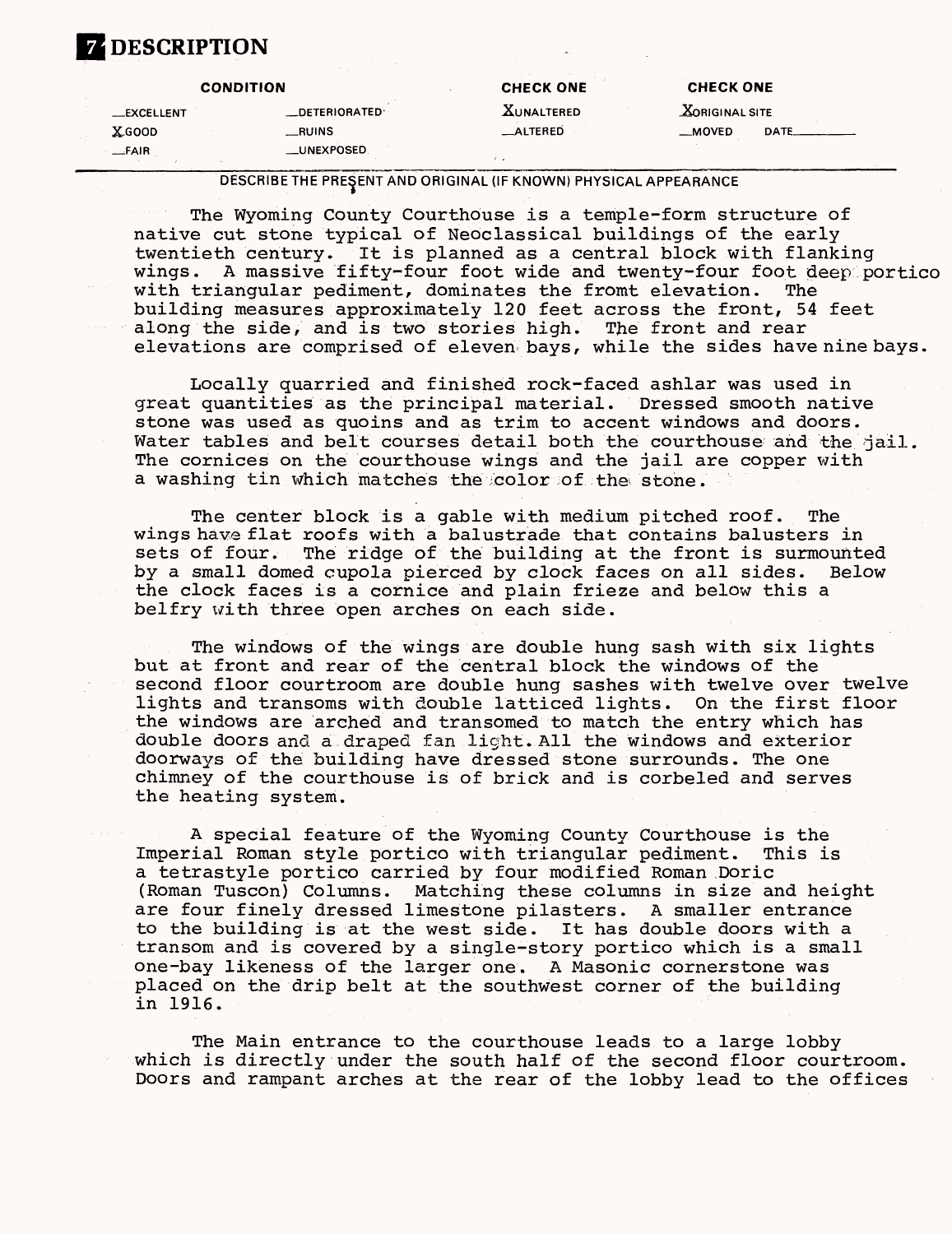## 7 DESCRIPTION

| CONDITION | | CHECK ONE | CHECK ONE |
|---|---|---|---|
| __EXCELLENT | __DETERIORATED | X UNALTERED | X ORIGINAL SITE |
| X GOOD | __RUINS | __ALTERED | __MOVED DATE______ |
| __FAIR | __UNEXPOSED | | |

DESCRIBE THE PRESENT AND ORIGINAL (IF KNOWN) PHYSICAL APPEARANCE

The Wyoming County Courthouse is a temple-form structure of native cut stone typical of Neoclassical buildings of the early twentieth century. It is planned as a central block with flanking wings. A massive fifty-four foot wide and twenty-four foot deep portico with triangular pediment, dominates the fromt elevation. The building measures approximately 120 feet across the front, 54 feet along the side, and is two stories high. The front and rear elevations are comprised of eleven bays, while the sides have nine bays.

Locally quarried and finished rock-faced ashlar was used in great quantities as the principal material. Dressed smooth native stone was used as quoins and as trim to accent windows and doors. Water tables and belt courses detail both the courthouse and the jail. The cornices on the courthouse wings and the jail are copper with a washing tin which matches the color of the stone.

The center block is a gable with medium pitched roof. The wings have flat roofs with a balustrade that contains balusters in sets of four. The ridge of the building at the front is surmounted by a small domed cupola pierced by clock faces on all sides. Below the clock faces is a cornice and plain frieze and below this a belfry with three open arches on each side.

The windows of the wings are double hung sash with six lights but at front and rear of the central block the windows of the second floor courtroom are double hung sashes with twelve over twelve lights and transoms with double latticed lights. On the first floor the windows are arched and transomed to match the entry which has double doors and a draped fan light. All the windows and exterior doorways of the building have dressed stone surrounds. The one chimney of the courthouse is of brick and is corbeled and serves the heating system.

A special feature of the Wyoming County Courthouse is the Imperial Roman style portico with triangular pediment. This is a tetrastyle portico carried by four modified Roman Doric (Roman Tuscon) Columns. Matching these columns in size and height are four finely dressed limestone pilasters. A smaller entrance to the building is at the west side. It has double doors with a transom and is covered by a single-story portico which is a small one-bay likeness of the larger one. A Masonic cornerstone was placed on the drip belt at the southwest corner of the building in 1916.

The Main entrance to the courthouse leads to a large lobby which is directly under the south half of the second floor courtroom. Doors and rampant arches at the rear of the lobby lead to the offices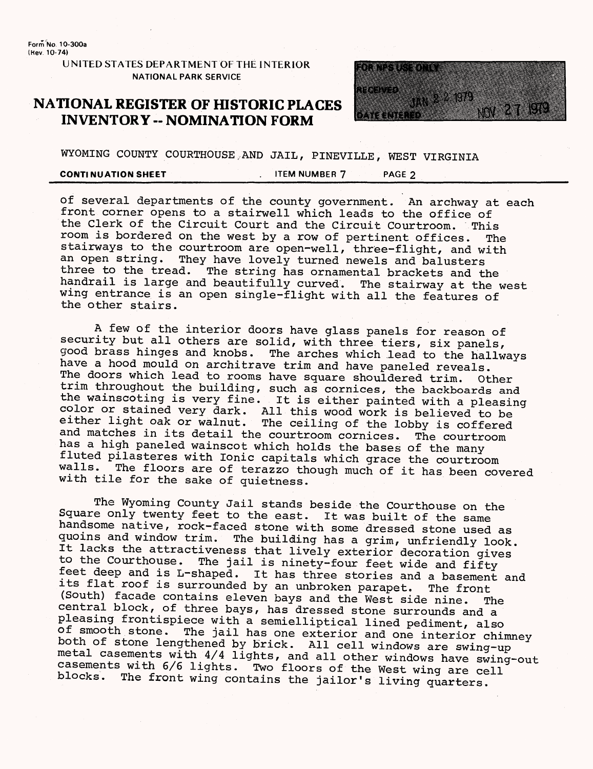WYOMING COUNTY COURTHOUSE AND JAIL, PINEVILLE, WEST VIRGINIA

**CONTINUATION SHEET** ITEM NUMBER 7 PAGE 2

of several departments of the county government. An archway at each front corner opens to a stairwell which leads to the office of the Clerk of the Circuit Court and the Circuit Courtroom. This room is bordered on the west by a row of pertinent offices. The stairways to the courtroom are open-well, three-flight, and with an open string. They have lovely turned newels and balusters three to the tread. The string has ornamental brackets and the handrail is large and beautifully curved. The stairway at the west wing entrance is an open single-flight with all the features of the other stairs.

A few of the interior doors have glass panels for reason of security but all others are solid, with three tiers, six panels, good brass hinges and knobs. The arches which lead to the hallways have a hood mould on architrave trim and have paneled reveals. The doors which lead to rooms have square shouldered trim. Other trim throughout the building, such as cornices, the backboards and the wainscoting is very fine. It is either painted with a pleasing color or stained very dark. All this wood work is believed to be either light oak or walnut. The ceiling of the lobby is coffered and matches in its detail the courtroom cornices. The courtroom has a high paneled wainscot which holds the bases of the many fluted pilasteres with Ionic capitals which grace the courtroom walls. The floors are of terazzo though much of it has been covered with tile for the sake of quietness.

The Wyoming County Jail stands beside the Courthouse on the Square only twenty feet to the east. It was built of the same handsome native, rock-faced stone with some dressed stone used as quoins and window trim. The building has a grim, unfriendly look. It lacks the attractiveness that lively exterior decoration gives to the Courthouse. The jail is ninety-four feet wide and fifty feet deep and is L-shaped. It has three stories and a basement and its flat roof is surrounded by an unbroken parapet. The front (South) facade contains eleven bays and the West side nine. The central block, of three bays, has dressed stone surrounds and a pleasing frontispiece with a semielliptical lined pediment, also of smooth stone. The jail has one exterior and one interior chimney both of stone lengthened by brick. All cell windows are swing-up metal casements with 4/4 lights, and all other windows have swing-out casements with 6/6 lights. Two floors of the West wing are cell blocks. The front wing contains the jailor's living quarters.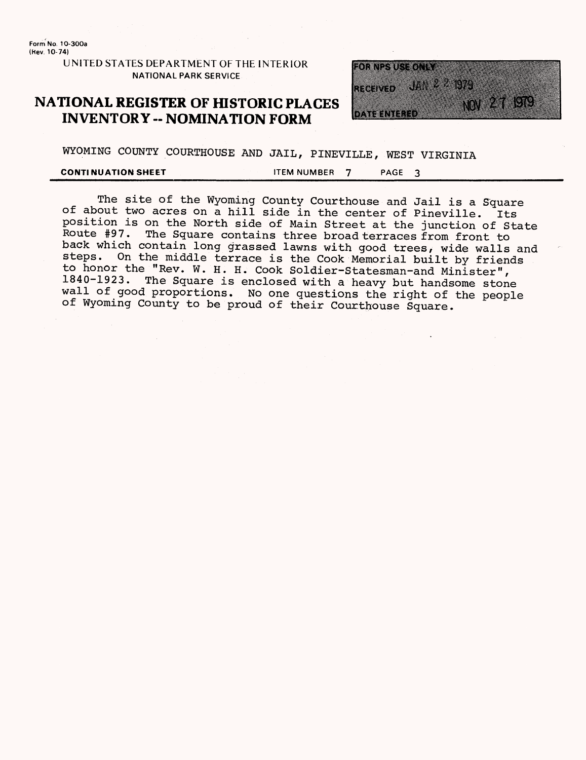Form No. 10-300a
(Rev. 10-74)

UNITED STATES DEPARTMENT OF THE INTERIOR
NATIONAL PARK SERVICE

# NATIONAL REGISTER OF HISTORIC PLACES INVENTORY -- NOMINATION FORM

FOR NPS USE ONLY
RECEIVED JAN 22 1979
DATE ENTERED NOV 27 1979

WYOMING COUNTY COURTHOUSE AND JAIL, PINEVILLE, WEST VIRGINIA

**CONTINUATION SHEET** ITEM NUMBER 7 PAGE 3

The site of the Wyoming County Courthouse and Jail is a Square of about two acres on a hill side in the center of Pineville. Its position is on the North side of Main Street at the junction of State Route #97. The Square contains three broad terraces from front to back which contain long grassed lawns with good trees, wide walls and steps. On the middle terrace is the Cook Memorial built by friends to honor the "Rev. W. H. H. Cook Soldier-Statesman-and Minister", 1840-1923. The Square is enclosed with a heavy but handsome stone wall of good proportions. No one questions the right of the people of Wyoming County to be proud of their Courthouse Square.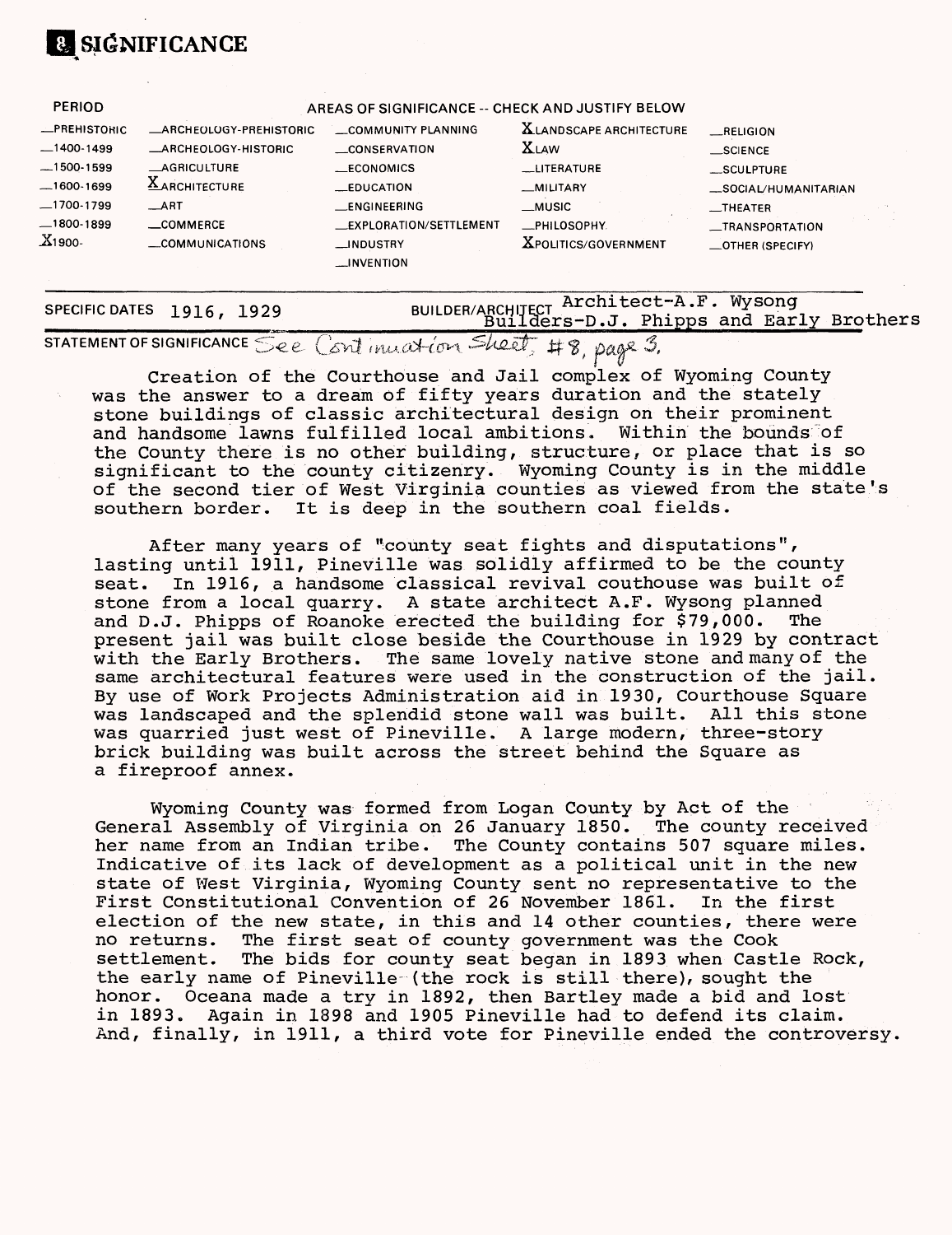# 8 SIGNIFICANCE

| PERIOD | AREAS OF SIGNIFICANCE -- CHECK AND JUSTIFY BELOW | | | |
|---|---|---|---|---|
| __PREHISTORIC | __ARCHEOLOGY-PREHISTORIC | __COMMUNITY PLANNING | X LANDSCAPE ARCHITECTURE | __RELIGION |
| __1400-1499 | __ARCHEOLOGY-HISTORIC | __CONSERVATION | X LAW | __SCIENCE |
| __1500-1599 | __AGRICULTURE | __ECONOMICS | __LITERATURE | __SCULPTURE |
| __1600-1699 | X ARCHITECTURE | __EDUCATION | __MILITARY | __SOCIAL/HUMANITARIAN |
| __1700-1799 | __ART | __ENGINEERING | __MUSIC | __THEATER |
| __1800-1899 | __COMMERCE | __EXPLORATION/SETTLEMENT | __PHILOSOPHY | __TRANSPORTATION |
| X 1900- | __COMMUNICATIONS | __INDUSTRY | X POLITICS/GOVERNMENT | __OTHER (SPECIFY) |
| | | __INVENTION | | |

SPECIFIC DATES 1916, 1929

BUILDER/ARCHITECT Architect-A.F. Wysong
Builders-D.J. Phipps and Early Brothers

STATEMENT OF SIGNIFICANCE See Continuation Sheet, #8, page 3.

Creation of the Courthouse and Jail complex of Wyoming County was the answer to a dream of fifty years duration and the stately stone buildings of classic architectural design on their prominent and handsome lawns fulfilled local ambitions. Within the bounds of the County there is no other building, structure, or place that is so significant to the county citizenry. Wyoming County is in the middle of the second tier of West Virginia counties as viewed from the state's southern border. It is deep in the southern coal fields.

After many years of "county seat fights and disputations", lasting until 1911, Pineville was solidly affirmed to be the county seat. In 1916, a handsome classical revival couthouse was built of stone from a local quarry. A state architect A.F. Wysong planned and D.J. Phipps of Roanoke erected the building for $79,000. The present jail was built close beside the Courthouse in 1929 by contract with the Early Brothers. The same lovely native stone and many of the same architectural features were used in the construction of the jail. By use of Work Projects Administration aid in 1930, Courthouse Square was landscaped and the splendid stone wall was built. All this stone was quarried just west of Pineville. A large modern, three-story brick building was built across the street behind the Square as a fireproof annex.

Wyoming County was formed from Logan County by Act of the General Assembly of Virginia on 26 January 1850. The county received her name from an Indian tribe. The County contains 507 square miles. Indicative of its lack of development as a political unit in the new state of West Virginia, Wyoming County sent no representative to the First Constitutional Convention of 26 November 1861. In the first election of the new state, in this and 14 other counties, there were no returns. The first seat of county government was the Cook settlement. The bids for county seat began in 1893 when Castle Rock, the early name of Pineville (the rock is still there), sought the honor. Oceana made a try in 1892, then Bartley made a bid and lost in 1893. Again in 1898 and 1905 Pineville had to defend its claim. And, finally, in 1911, a third vote for Pineville ended the controversy.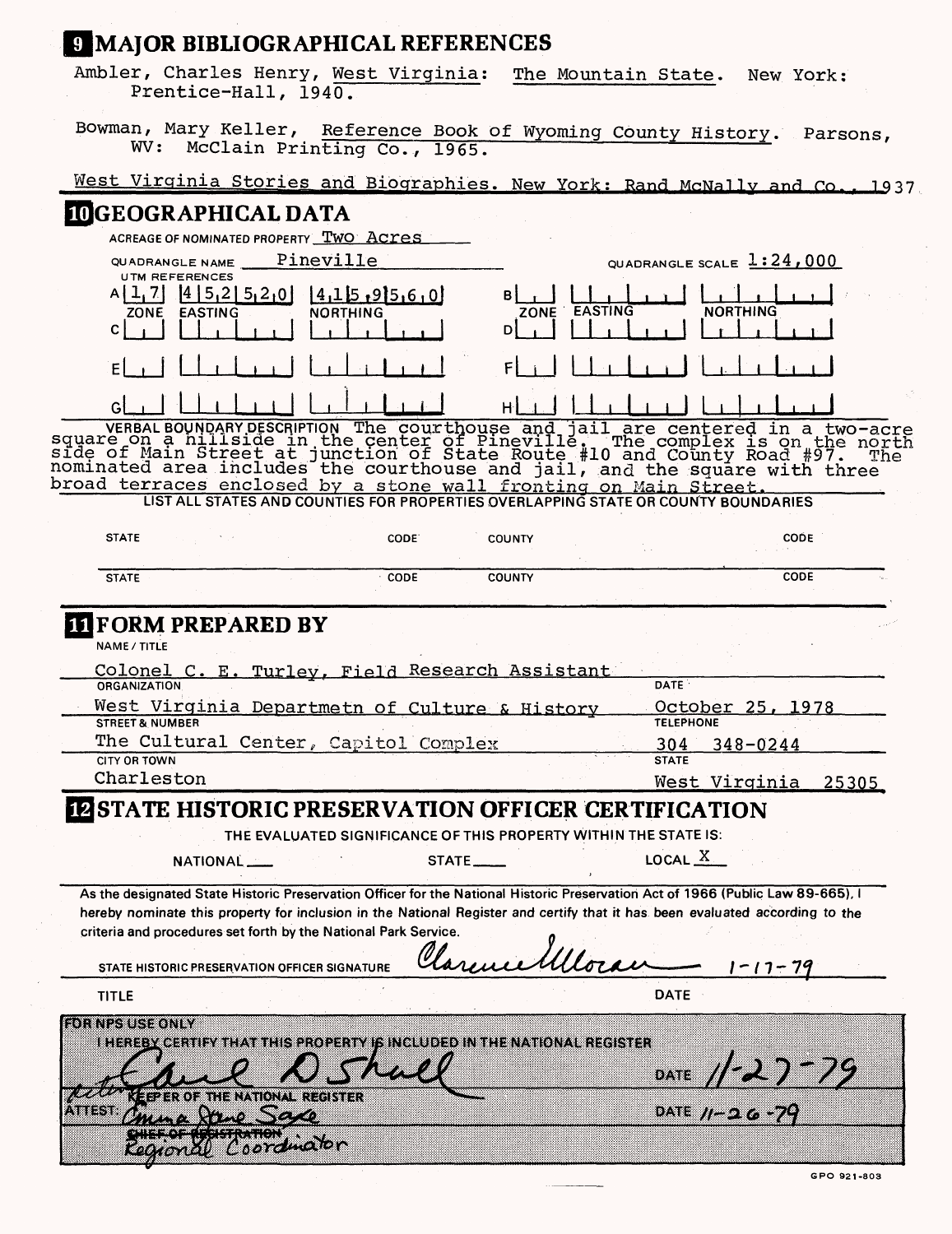## 9 MAJOR BIBLIOGRAPHICAL REFERENCES

Ambler, Charles Henry, West Virginia: The Mountain State. New York: Prentice-Hall, 1940.

Bowman, Mary Keller, Reference Book of Wyoming County History. Parsons, WV: McClain Printing Co., 1965.

West Virginia Stories and Biographies. New York: Rand McNally and Co., 1937

## 10 GEOGRAPHICAL DATA

ACREAGE OF NOMINATED PROPERTY Two Acres

QUADRANGLE NAME Pineville QUADRANGLE SCALE 1:24,000

UTM REFERENCES

| | ZONE | EASTING | NORTHING | | ZONE | EASTING | NORTHING |
|---|---|---|---|---|---|---|---|
| A | 17 | 452520 | 4159560 | B | | | |
| C | | | | D | | | |
| E | | | | F | | | |
| G | | | | H | | | |

VERBAL BOUNDARY DESCRIPTION The courthouse and jail are centered in a two-acre square on a hillside in the center of Pineville. The complex is on the north side of Main Street at junction of State Route #10 and County Road #97. The nominated area includes the courthouse and jail, and the square with three broad terraces enclosed by a stone wall fronting on Main Street.

LIST ALL STATES AND COUNTIES FOR PROPERTIES OVERLAPPING STATE OR COUNTY BOUNDARIES

| STATE | CODE | COUNTY | CODE |
|---|---|---|---|
| STATE | CODE | COUNTY | CODE |

## 11 FORM PREPARED BY

NAME / TITLE

Colonel C. E. Turley, Field Research Assistant

ORGANIZATION: West Virginia Departmetn of Culture & History

DATE: October 25, 1978

STREET & NUMBER: The Cultural Center, Capitol Complex

TELEPHONE: 304 348-0244

CITY OR TOWN: Charleston

STATE: West Virginia 25305

## 12 STATE HISTORIC PRESERVATION OFFICER CERTIFICATION

THE EVALUATED SIGNIFICANCE OF THIS PROPERTY WITHIN THE STATE IS:

NATIONAL ___ STATE ___ LOCAL X

As the designated State Historic Preservation Officer for the National Historic Preservation Act of 1966 (Public Law 89-665), I hereby nominate this property for inclusion in the National Register and certify that it has been evaluated according to the criteria and procedures set forth by the National Park Service.

STATE HISTORIC PRESERVATION OFFICER SIGNATURE Clarence Moran 1-17-79

TITLE DATE

FOR NPS USE ONLY

I HEREBY CERTIFY THAT THIS PROPERTY IS INCLUDED IN THE NATIONAL REGISTER

acting Carl D Shull DATE 11-27-79

KEEPER OF THE NATIONAL REGISTER

ATTEST: Emma Jane Saxe DATE 11-26-79

~~CHIEF OF REGISTRATION~~ Regional Coordinator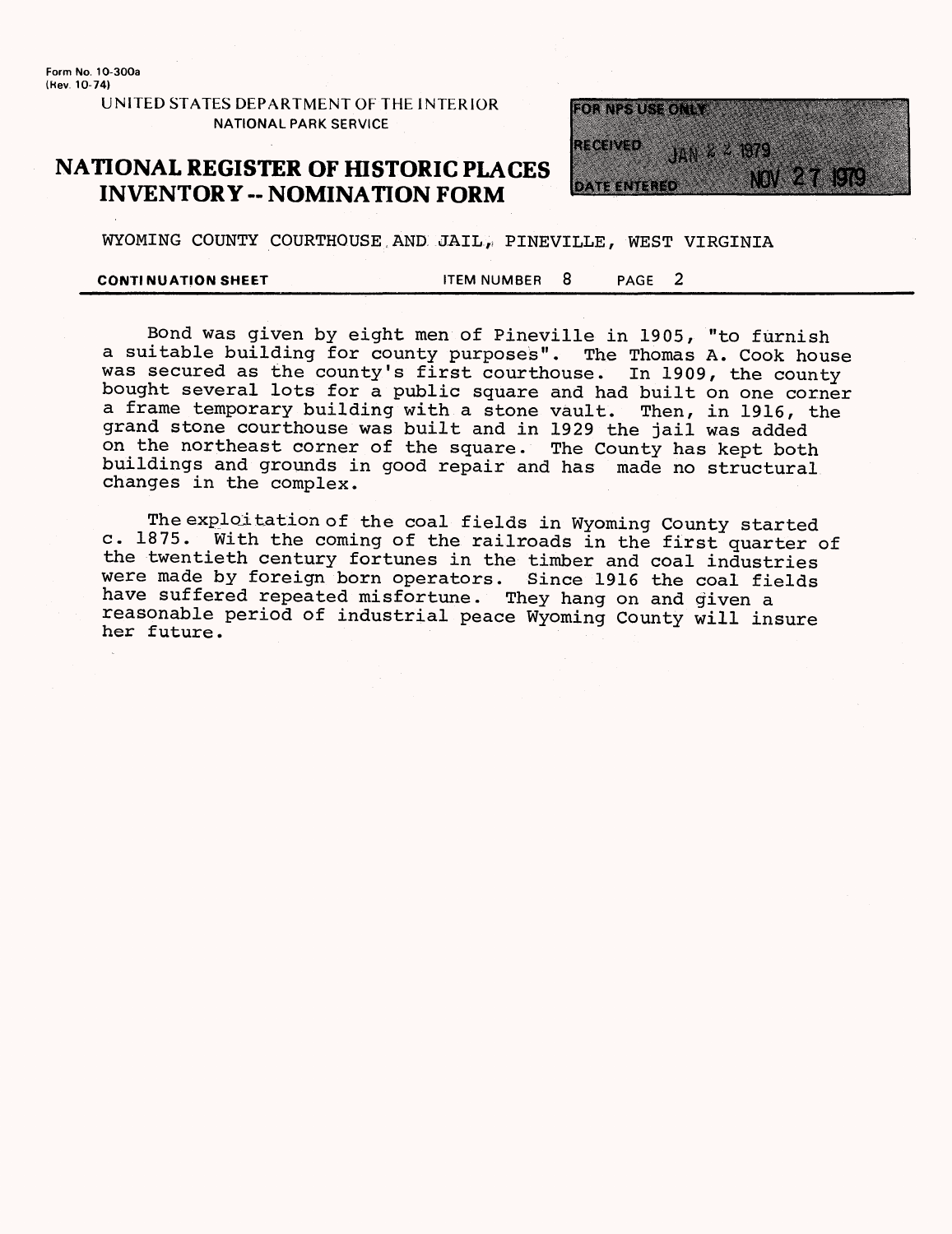WYOMING COUNTY COURTHOUSE AND JAIL, PINEVILLE, WEST VIRGINIA

**CONTINUATION SHEET** ITEM NUMBER 8 PAGE 2

Bond was given by eight men of Pineville in 1905, "to furnish a suitable building for county purposes". The Thomas A. Cook house was secured as the county's first courthouse. In 1909, the county bought several lots for a public square and had built on one corner a frame temporary building with a stone vault. Then, in 1916, the grand stone courthouse was built and in 1929 the jail was added on the northeast corner of the square. The County has kept both buildings and grounds in good repair and has made no structural changes in the complex.

The exploitation of the coal fields in Wyoming County started c. 1875. With the coming of the railroads in the first quarter of the twentieth century fortunes in the timber and coal industries were made by foreign born operators. Since 1916 the coal fields have suffered repeated misfortune. They hang on and given a reasonable period of industrial peace Wyoming County will insure her future.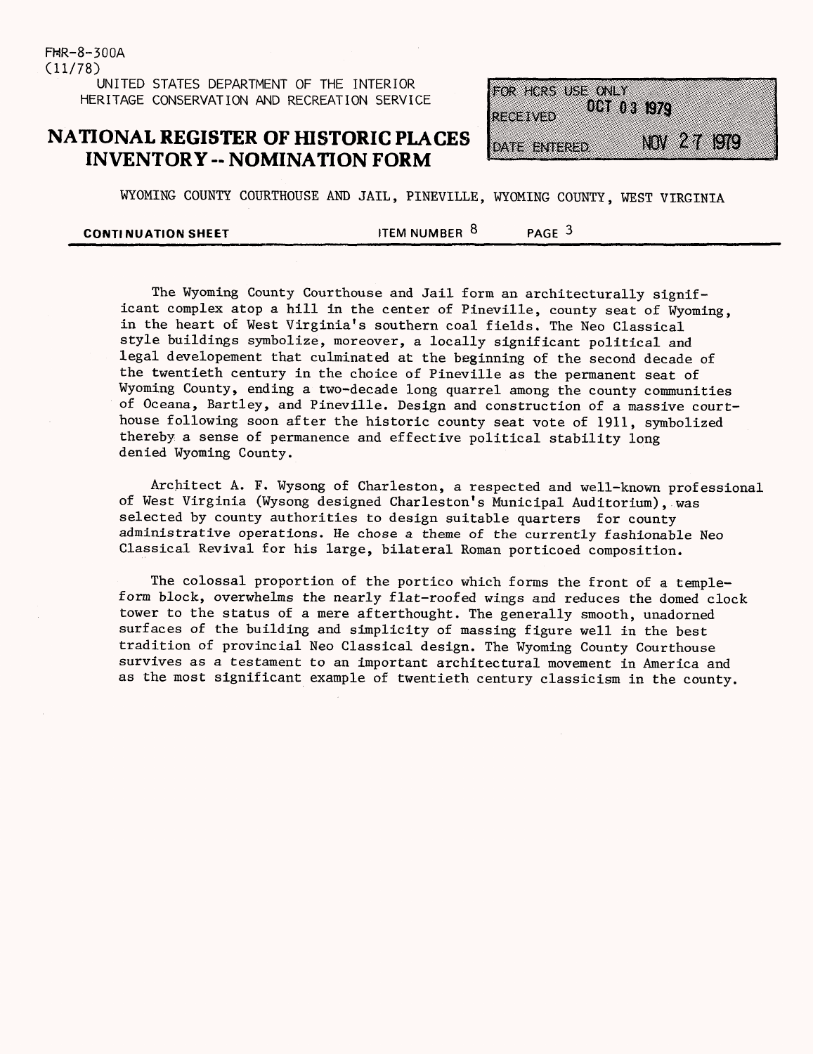WYOMING COUNTY COURTHOUSE AND JAIL, PINEVILLE, WYOMING COUNTY, WEST VIRGINIA

**CONTINUATION SHEET** ITEM NUMBER 8 PAGE 3

The Wyoming County Courthouse and Jail form an architecturally significant complex atop a hill in the center of Pineville, county seat of Wyoming, in the heart of West Virginia's southern coal fields. The Neo Classical style buildings symbolize, moreover, a locally significant political and legal developement that culminated at the beginning of the second decade of the twentieth century in the choice of Pineville as the permanent seat of Wyoming County, ending a two-decade long quarrel among the county communities of Oceana, Bartley, and Pineville. Design and construction of a massive courthouse following soon after the historic county seat vote of 1911, symbolized thereby a sense of permanence and effective political stability long denied Wyoming County.

Architect A. F. Wysong of Charleston, a respected and well-known professional of West Virginia (Wysong designed Charleston's Municipal Auditorium), was selected by county authorities to design suitable quarters for county administrative operations. He chose a theme of the currently fashionable Neo Classical Revival for his large, bilateral Roman porticoed composition.

The colossal proportion of the portico which forms the front of a temple-form block, overwhelms the nearly flat-roofed wings and reduces the domed clock tower to the status of a mere afterthought. The generally smooth, unadorned surfaces of the building and simplicity of massing figure well in the best tradition of provincial Neo Classical design. The Wyoming County Courthouse survives as a testament to an important architectural movement in America and as the most significant example of twentieth century classicism in the county.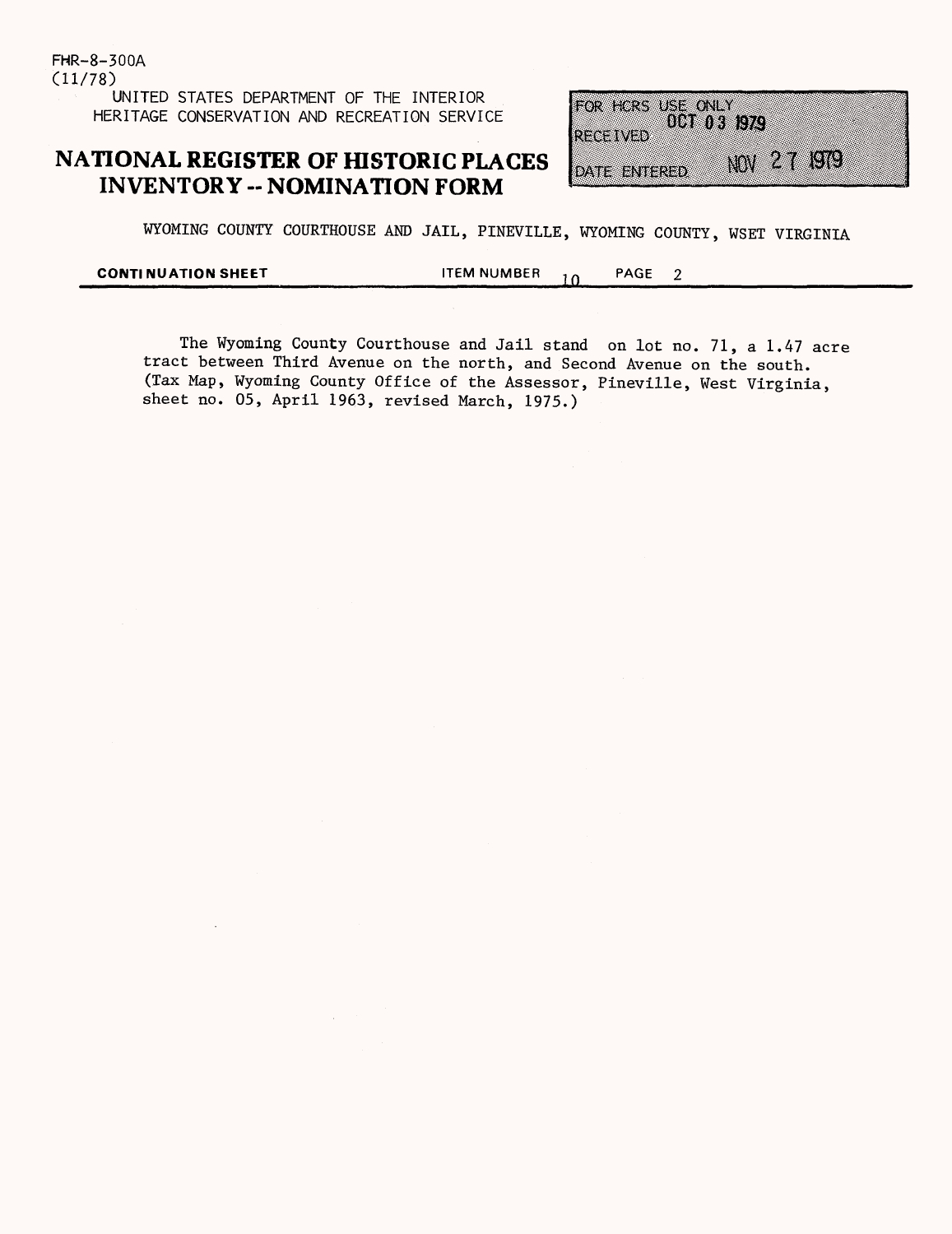FHR-8-300A
(11/78)

UNITED STATES DEPARTMENT OF THE INTERIOR
HERITAGE CONSERVATION AND RECREATION SERVICE

# NATIONAL REGISTER OF HISTORIC PLACES INVENTORY -- NOMINATION FORM

FOR HCRS USE ONLY
RECEIVED OCT 03 1979
DATE ENTERED NOV 27 1979

WYOMING COUNTY COURTHOUSE AND JAIL, PINEVILLE, WYOMING COUNTY, WSET VIRGINIA

**CONTINUATION SHEET** ITEM NUMBER 10 PAGE 2

The Wyoming County Courthouse and Jail stand on lot no. 71, a 1.47 acre tract between Third Avenue on the north, and Second Avenue on the south. (Tax Map, Wyoming County Office of the Assessor, Pineville, West Virginia, sheet no. 05, April 1963, revised March, 1975.)